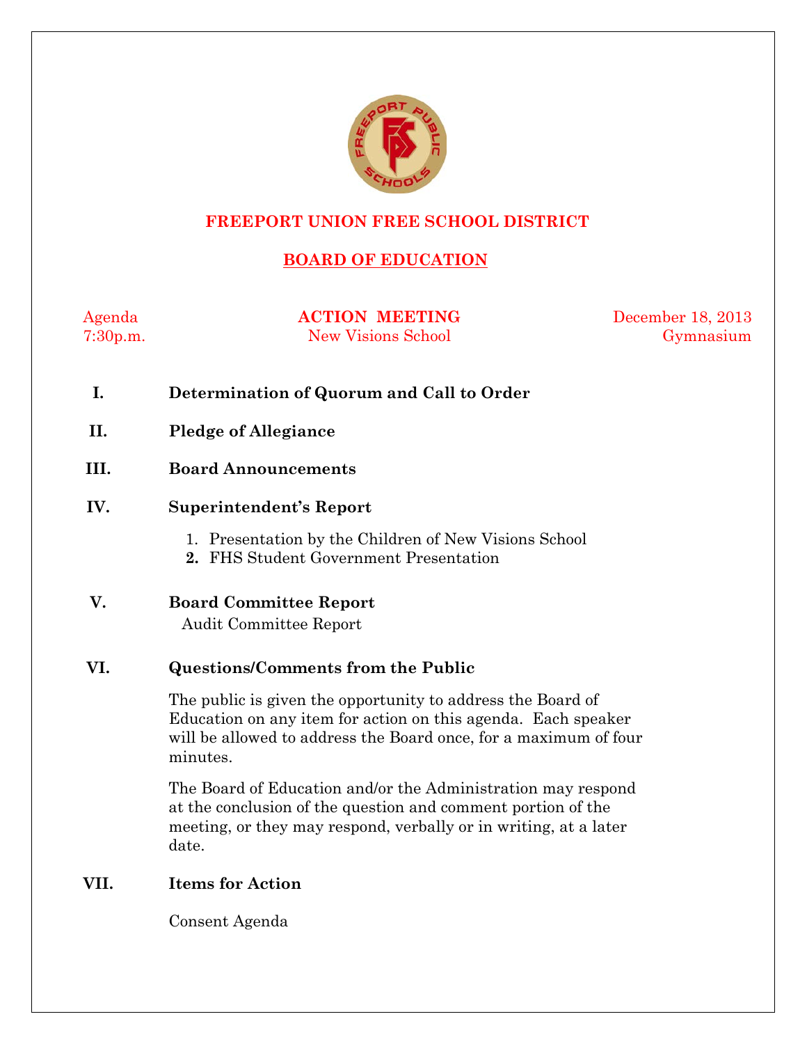# FREEPORT UNION FREE SCHOOL DISTRICT

## BOARD OF EDUCATION

| Agenda | **ACTION MEETING** | December 18, 2013 |
|---|---|---|
| 7:30p.m. | New Visions School | Gymnasium |

**I. Determination of Quorum and Call to Order**

**II. Pledge of Allegiance**

**III. Board Announcements**

**IV. Superintendent's Report**

1. Presentation by the Children of New Visions School
2. FHS Student Government Presentation

**V. Board Committee Report**

Audit Committee Report

**VI. Questions/Comments from the Public**

The public is given the opportunity to address the Board of Education on any item for action on this agenda. Each speaker will be allowed to address the Board once, for a maximum of four minutes.

The Board of Education and/or the Administration may respond at the conclusion of the question and comment portion of the meeting, or they may respond, verbally or in writing, at a later date.

**VII. Items for Action**

Consent Agenda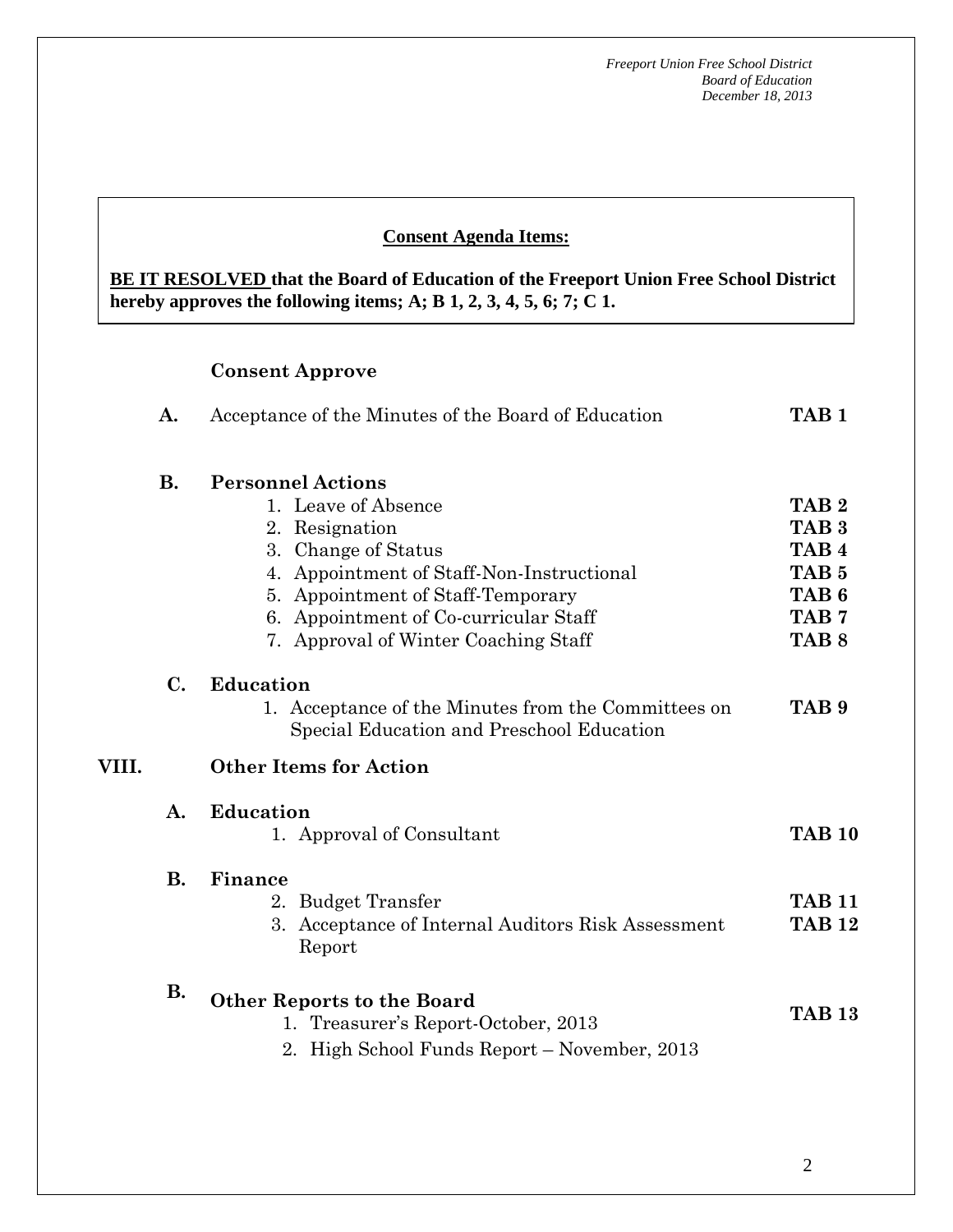**Consent Agenda Items:**

**BE IT RESOLVED that the Board of Education of the Freeport Union Free School District hereby approves the following items; A; B 1, 2, 3, 4, 5, 6; 7; C 1.**

**Consent Approve**

**A.** Acceptance of the Minutes of the Board of Education **TAB 1**

**B. Personnel Actions**

1. Leave of Absence **TAB 2**
2. Resignation **TAB 3**
3. Change of Status **TAB 4**
4. Appointment of Staff-Non-Instructional **TAB 5**
5. Appointment of Staff-Temporary **TAB 6**
6. Appointment of Co-curricular Staff **TAB 7**
7. Approval of Winter Coaching Staff **TAB 8**

**C. Education**

1. Acceptance of the Minutes from the Committees on Special Education and Preschool Education **TAB 9**

## VIII. Other Items for Action

**A. Education**

1. Approval of Consultant **TAB 10**

**B. Finance**

2. Budget Transfer **TAB 11**
3. Acceptance of Internal Auditors Risk Assessment Report **TAB 12**

**B. Other Reports to the Board** **TAB 13**

1. Treasurer's Report-October, 2013
2. High School Funds Report – November, 2013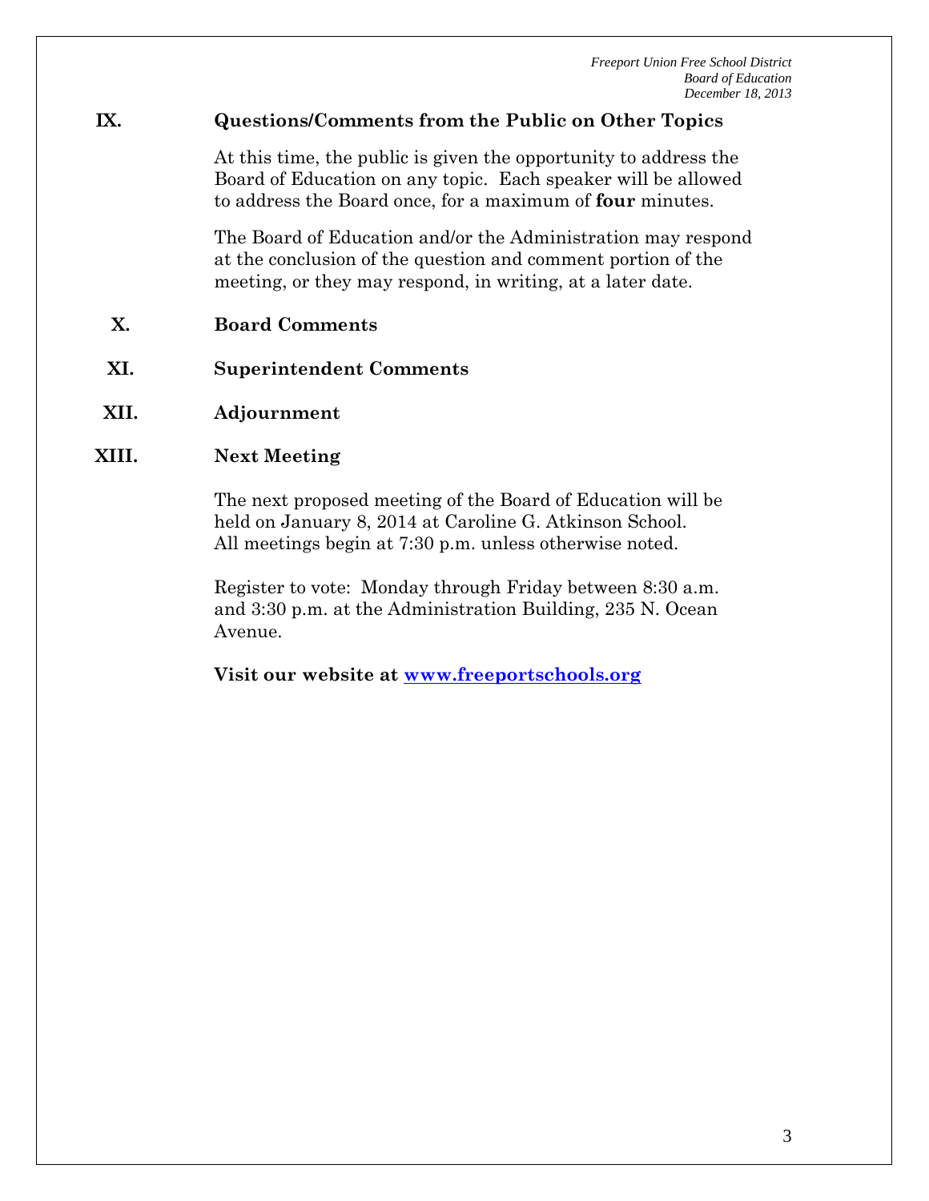## IX. Questions/Comments from the Public on Other Topics

At this time, the public is given the opportunity to address the Board of Education on any topic. Each speaker will be allowed to address the Board once, for a maximum of **four** minutes.

The Board of Education and/or the Administration may respond at the conclusion of the question and comment portion of the meeting, or they may respond, in writing, at a later date.

## X. Board Comments

## XI. Superintendent Comments

## XII. Adjournment

## XIII. Next Meeting

The next proposed meeting of the Board of Education will be held on January 8, 2014 at Caroline G. Atkinson School. All meetings begin at 7:30 p.m. unless otherwise noted.

Register to vote: Monday through Friday between 8:30 a.m. and 3:30 p.m. at the Administration Building, 235 N. Ocean Avenue.

**Visit our website at [www.freeportschools.org](http://www.freeportschools.org)**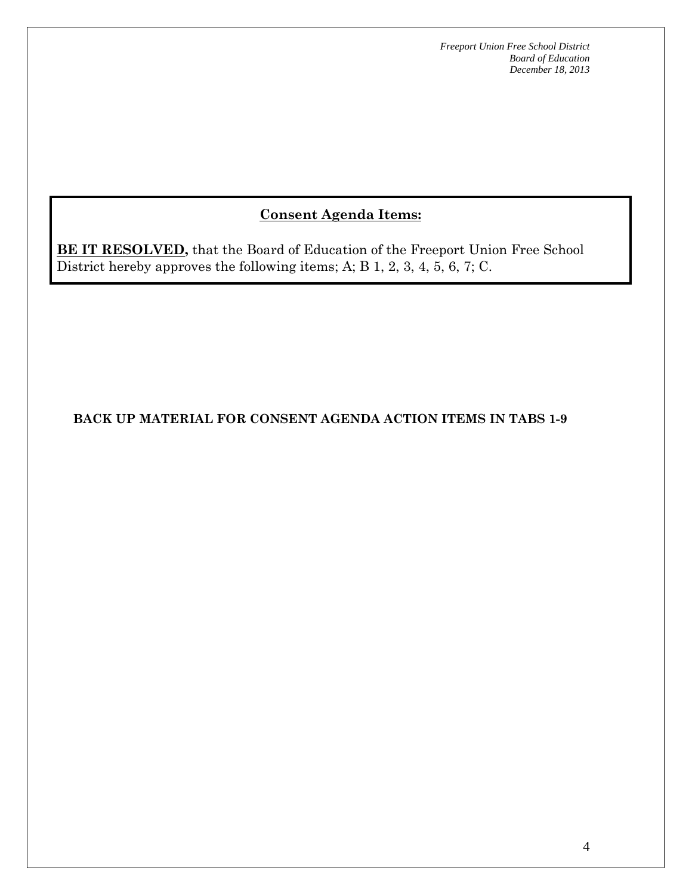## Consent Agenda Items:

**BE IT RESOLVED,** that the Board of Education of the Freeport Union Free School District hereby approves the following items; A; B 1, 2, 3, 4, 5, 6, 7; C.

**BACK UP MATERIAL FOR CONSENT AGENDA ACTION ITEMS IN TABS 1-9**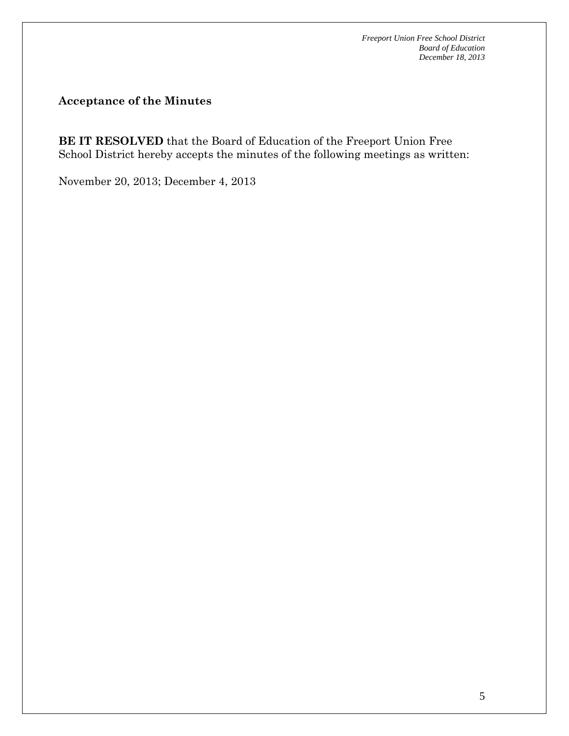## Acceptance of the Minutes

**BE IT RESOLVED** that the Board of Education of the Freeport Union Free School District hereby accepts the minutes of the following meetings as written:

November 20, 2013; December 4, 2013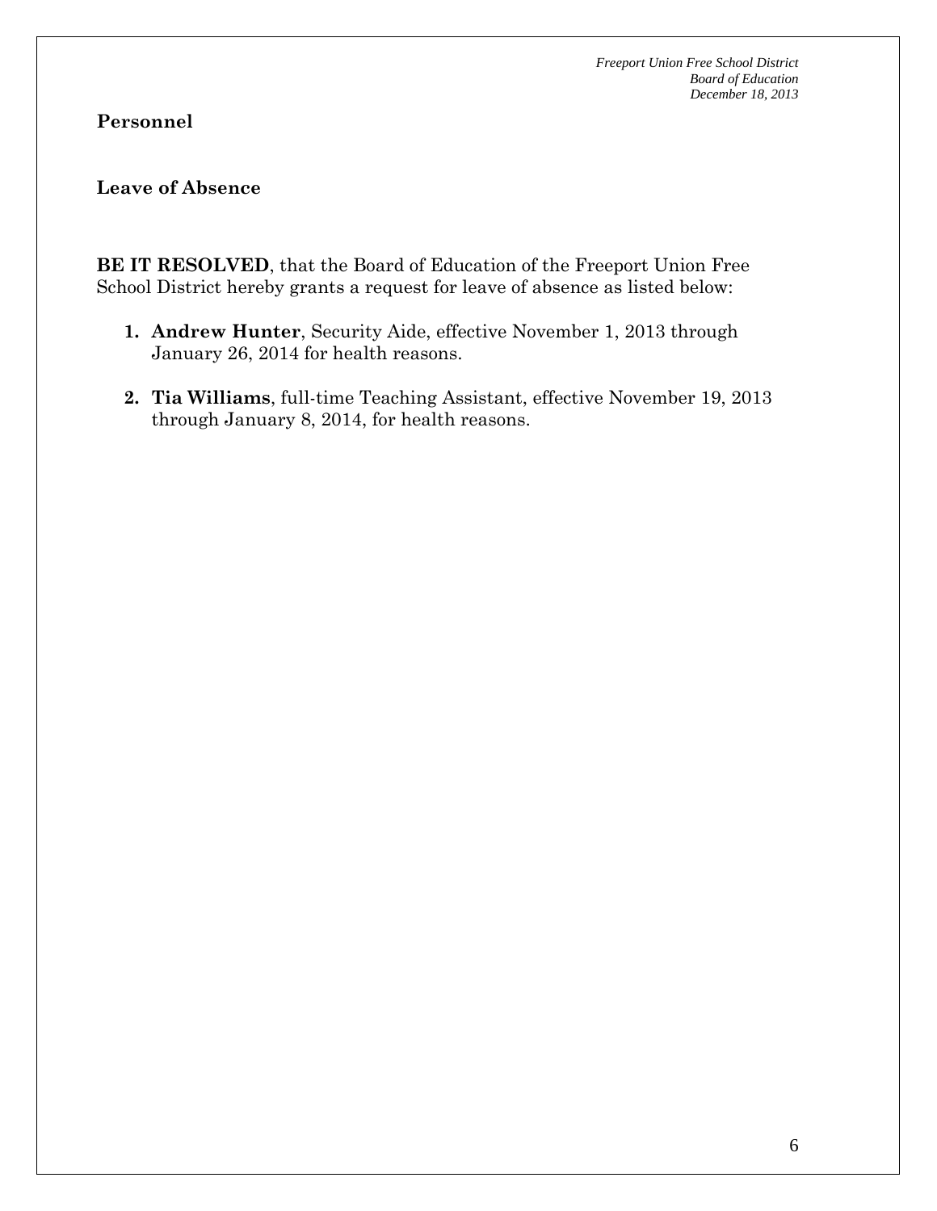## Personnel

### Leave of Absence

**BE IT RESOLVED**, that the Board of Education of the Freeport Union Free School District hereby grants a request for leave of absence as listed below:

1. **Andrew Hunter**, Security Aide, effective November 1, 2013 through January 26, 2014 for health reasons.
2. **Tia Williams**, full-time Teaching Assistant, effective November 19, 2013 through January 8, 2014, for health reasons.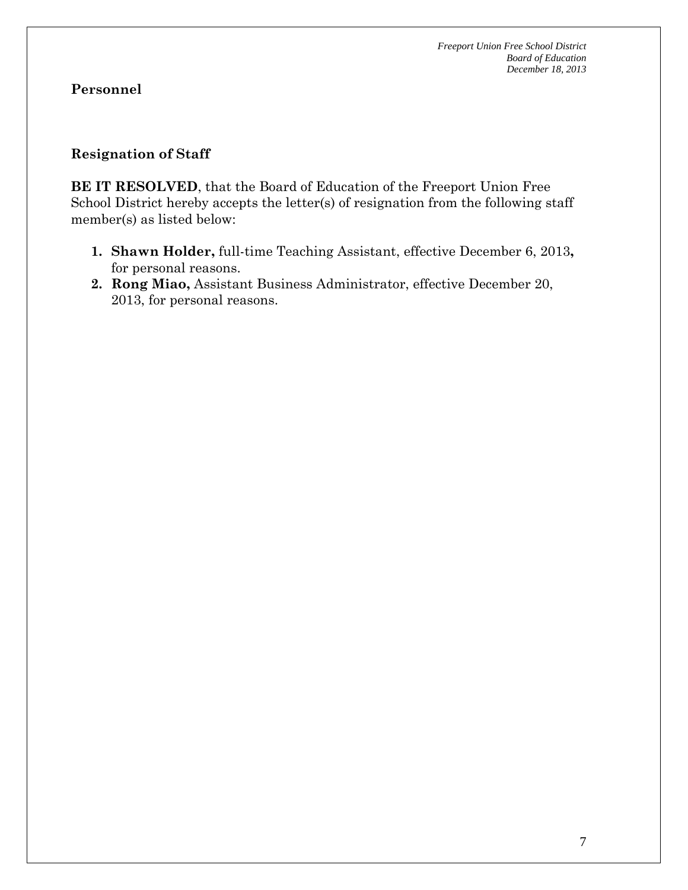## Personnel

### Resignation of Staff

**BE IT RESOLVED**, that the Board of Education of the Freeport Union Free School District hereby accepts the letter(s) of resignation from the following staff member(s) as listed below:

1. **Shawn Holder,** full-time Teaching Assistant, effective December 6, 2013**,** for personal reasons.
2. **Rong Miao,** Assistant Business Administrator, effective December 20, 2013, for personal reasons.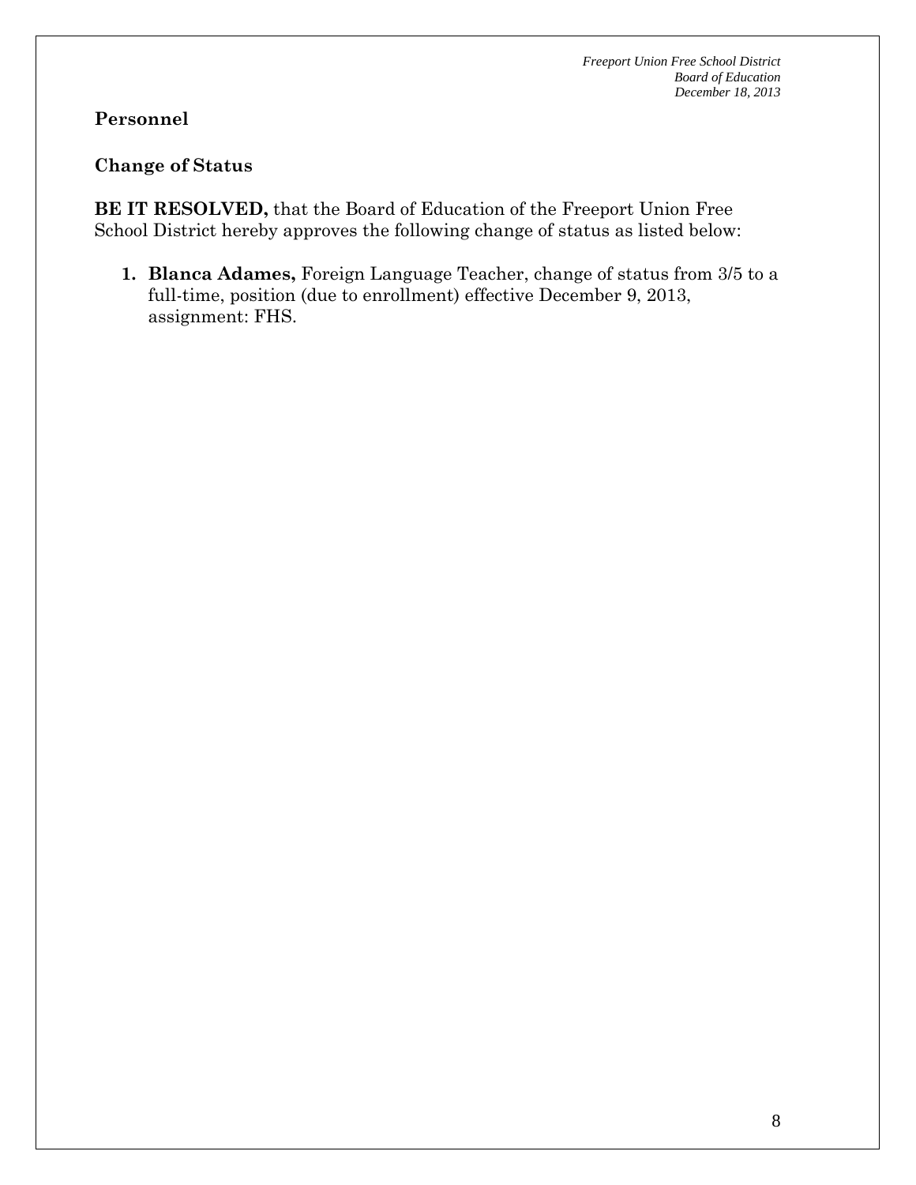## Personnel

### Change of Status

**BE IT RESOLVED,** that the Board of Education of the Freeport Union Free School District hereby approves the following change of status as listed below:

1. **Blanca Adames,** Foreign Language Teacher, change of status from 3/5 to a full-time, position (due to enrollment) effective December 9, 2013, assignment: FHS.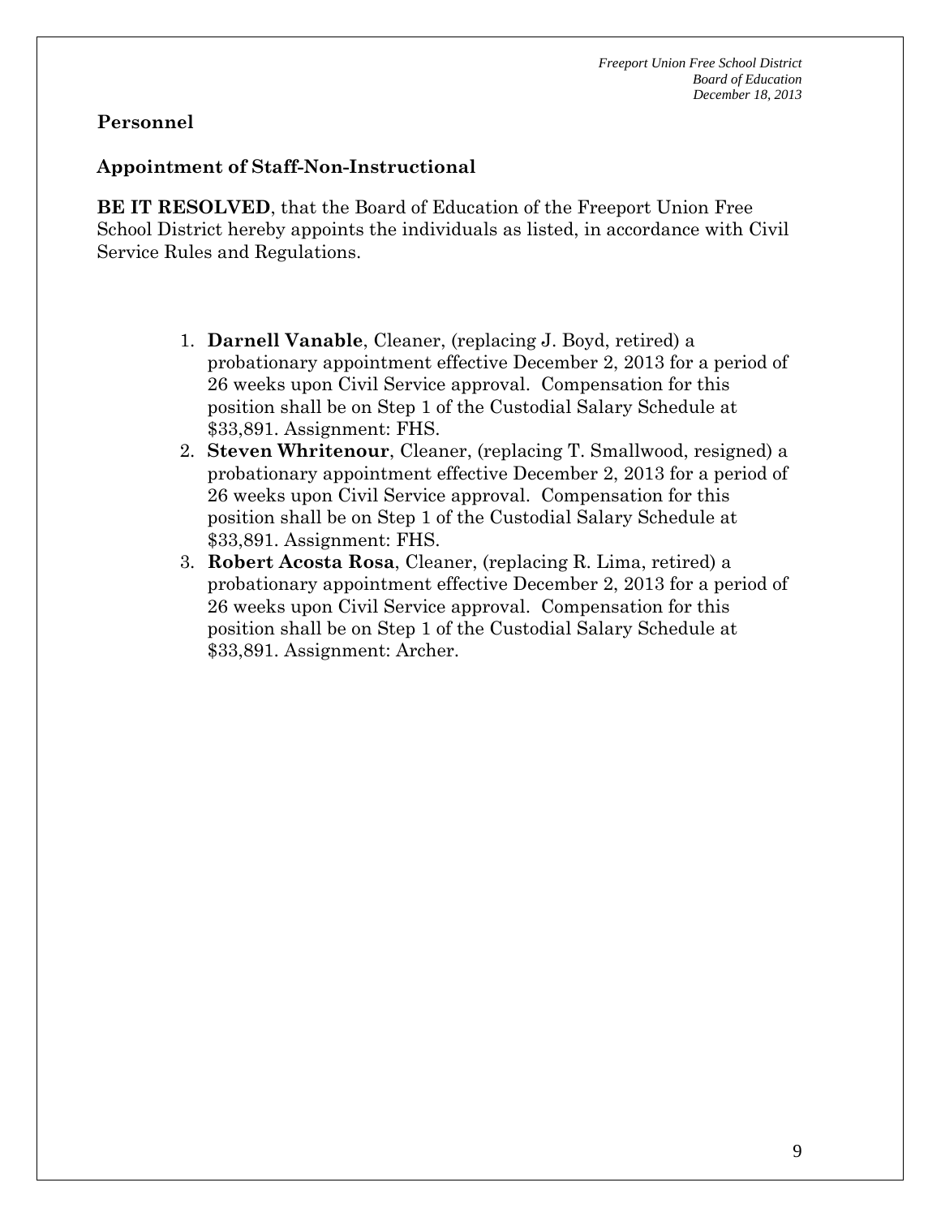## Personnel

### Appointment of Staff-Non-Instructional

**BE IT RESOLVED**, that the Board of Education of the Freeport Union Free School District hereby appoints the individuals as listed, in accordance with Civil Service Rules and Regulations.

1. **Darnell Vanable**, Cleaner, (replacing J. Boyd, retired) a probationary appointment effective December 2, 2013 for a period of 26 weeks upon Civil Service approval. Compensation for this position shall be on Step 1 of the Custodial Salary Schedule at $33,891. Assignment: FHS.
2. **Steven Whritenour**, Cleaner, (replacing T. Smallwood, resigned) a probationary appointment effective December 2, 2013 for a period of 26 weeks upon Civil Service approval. Compensation for this position shall be on Step 1 of the Custodial Salary Schedule at $33,891. Assignment: FHS.
3. **Robert Acosta Rosa**, Cleaner, (replacing R. Lima, retired) a probationary appointment effective December 2, 2013 for a period of 26 weeks upon Civil Service approval. Compensation for this position shall be on Step 1 of the Custodial Salary Schedule at $33,891. Assignment: Archer.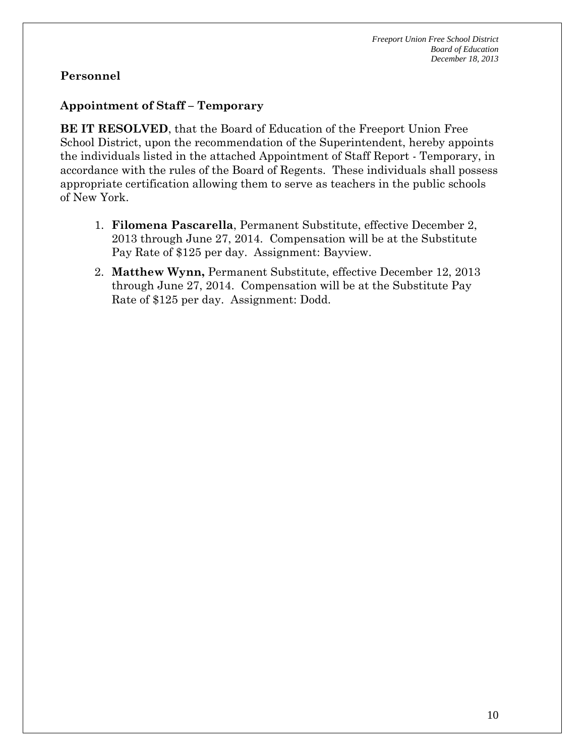## Personnel

### Appointment of Staff – Temporary

**BE IT RESOLVED**, that the Board of Education of the Freeport Union Free School District, upon the recommendation of the Superintendent, hereby appoints the individuals listed in the attached Appointment of Staff Report - Temporary, in accordance with the rules of the Board of Regents. These individuals shall possess appropriate certification allowing them to serve as teachers in the public schools of New York.

1. **Filomena Pascarella**, Permanent Substitute, effective December 2, 2013 through June 27, 2014. Compensation will be at the Substitute Pay Rate of $125 per day. Assignment: Bayview.
2. **Matthew Wynn,** Permanent Substitute, effective December 12, 2013 through June 27, 2014. Compensation will be at the Substitute Pay Rate of $125 per day. Assignment: Dodd.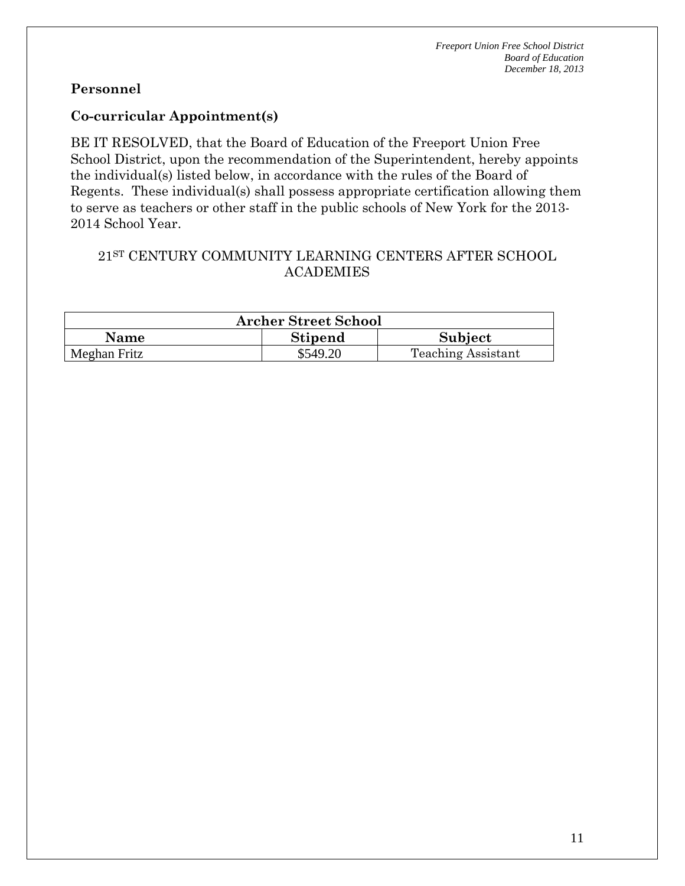## Personnel

## Co-curricular Appointment(s)

BE IT RESOLVED, that the Board of Education of the Freeport Union Free School District, upon the recommendation of the Superintendent, hereby appoints the individual(s) listed below, in accordance with the rules of the Board of Regents. These individual(s) shall possess appropriate certification allowing them to serve as teachers or other staff in the public schools of New York for the 2013-2014 School Year.

21[ST] CENTURY COMMUNITY LEARNING CENTERS AFTER SCHOOL ACADEMIES

| Archer Street School | | |
|---|---|---|
| **Name** | **Stipend** | **Subject** |
| Meghan Fritz | $549.20 | Teaching Assistant |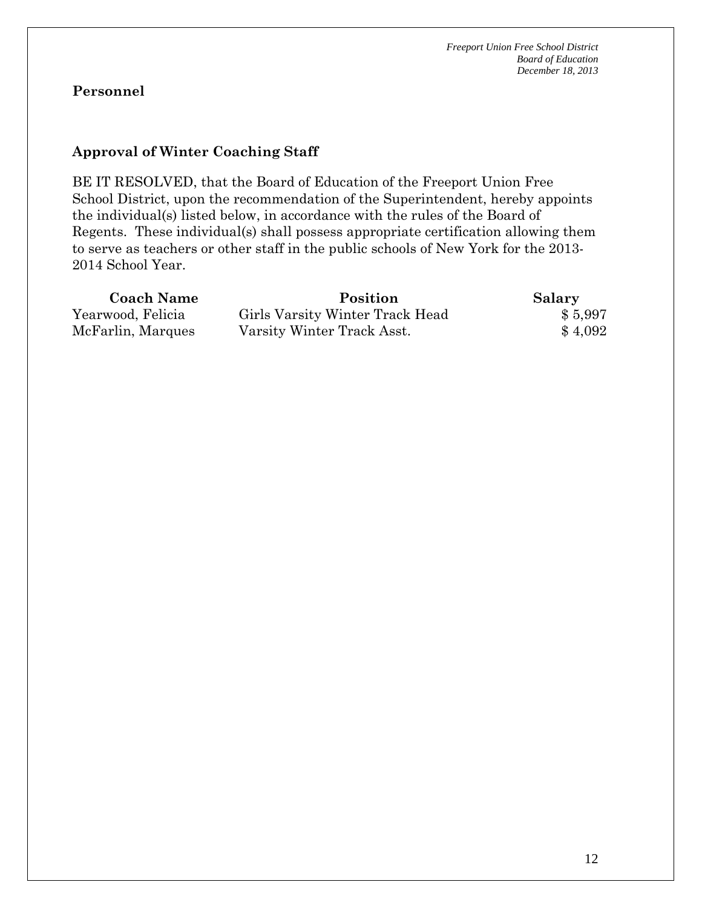**Personnel**

## Approval of Winter Coaching Staff

BE IT RESOLVED, that the Board of Education of the Freeport Union Free School District, upon the recommendation of the Superintendent, hereby appoints the individual(s) listed below, in accordance with the rules of the Board of Regents. These individual(s) shall possess appropriate certification allowing them to serve as teachers or other staff in the public schools of New York for the 2013-2014 School Year.

| Coach Name | Position | Salary |
|---|---|---|
| Yearwood, Felicia | Girls Varsity Winter Track Head | $ 5,997 |
| McFarlin, Marques | Varsity Winter Track Asst. | $ 4,092 |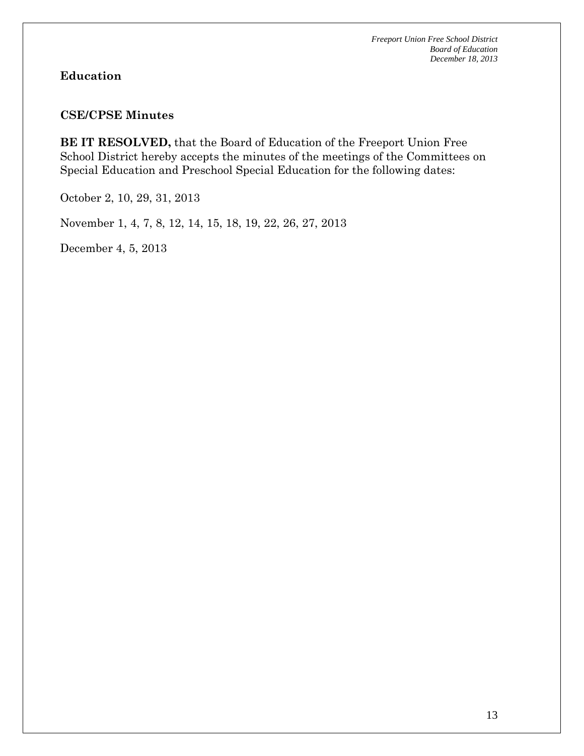## Education

### CSE/CPSE Minutes

**BE IT RESOLVED,** that the Board of Education of the Freeport Union Free School District hereby accepts the minutes of the meetings of the Committees on Special Education and Preschool Special Education for the following dates:

October 2, 10, 29, 31, 2013

November 1, 4, 7, 8, 12, 14, 15, 18, 19, 22, 26, 27, 2013

December 4, 5, 2013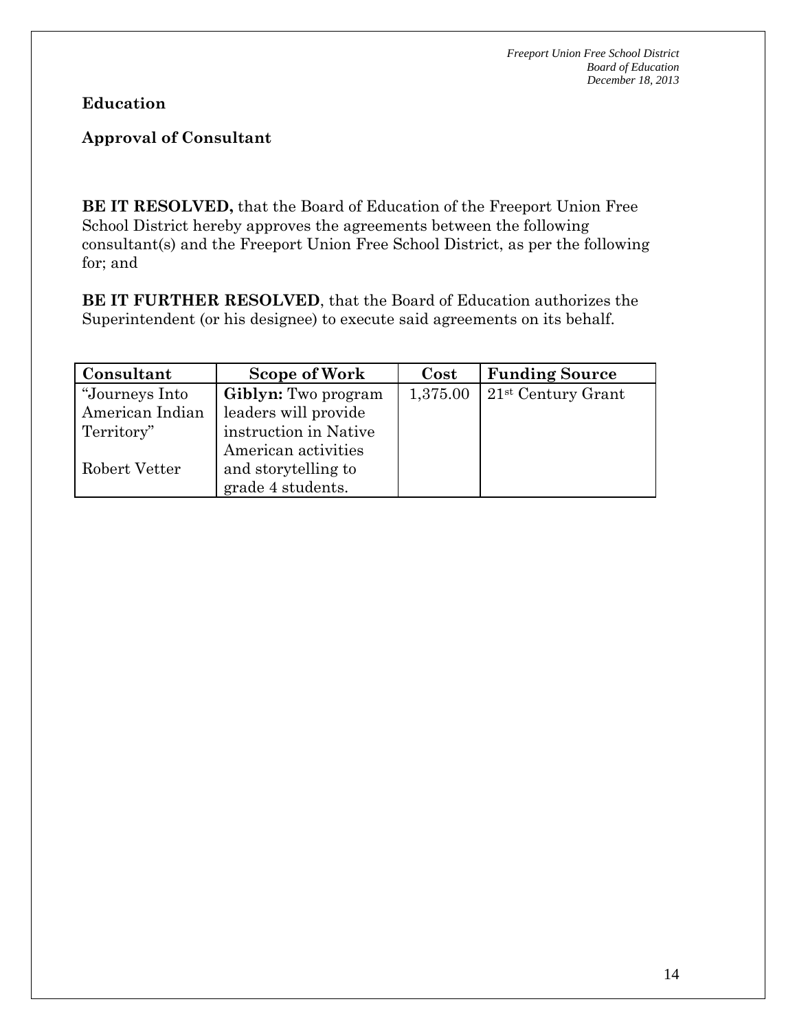**Education**

**Approval of Consultant**

**BE IT RESOLVED,** that the Board of Education of the Freeport Union Free School District hereby approves the agreements between the following consultant(s) and the Freeport Union Free School District, as per the following for; and

**BE IT FURTHER RESOLVED**, that the Board of Education authorizes the Superintendent (or his designee) to execute said agreements on its behalf.

| Consultant | Scope of Work | Cost | Funding Source |
|---|---|---|---|
| "Journeys Into American Indian Territory"<br><br>Robert Vetter | **Giblyn:** Two program leaders will provide instruction in Native American activities and storytelling to grade 4 students. | 1,375.00 | 21st Century Grant |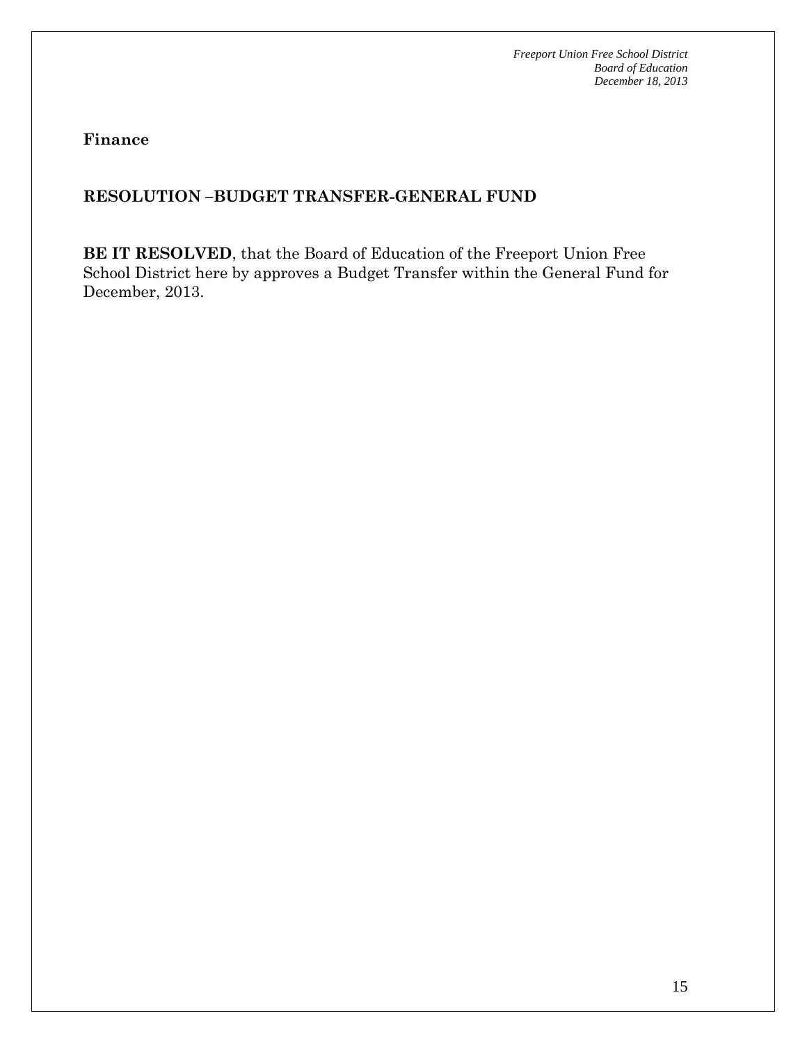**Finance**

**RESOLUTION –BUDGET TRANSFER-GENERAL FUND**

**BE IT RESOLVED**, that the Board of Education of the Freeport Union Free School District here by approves a Budget Transfer within the General Fund for December, 2013.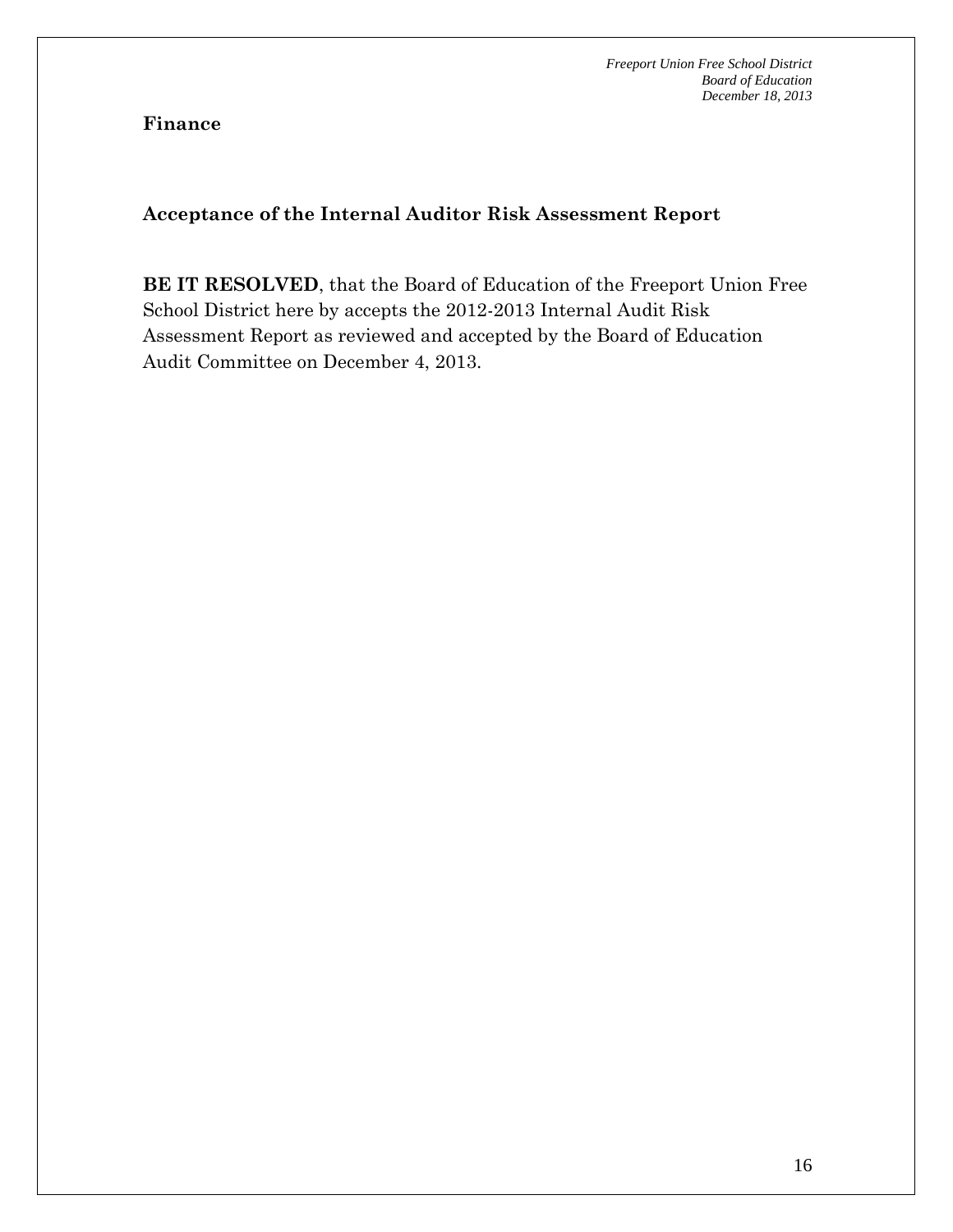**Finance**

## Acceptance of the Internal Auditor Risk Assessment Report

**BE IT RESOLVED**, that the Board of Education of the Freeport Union Free School District here by accepts the 2012-2013 Internal Audit Risk Assessment Report as reviewed and accepted by the Board of Education Audit Committee on December 4, 2013.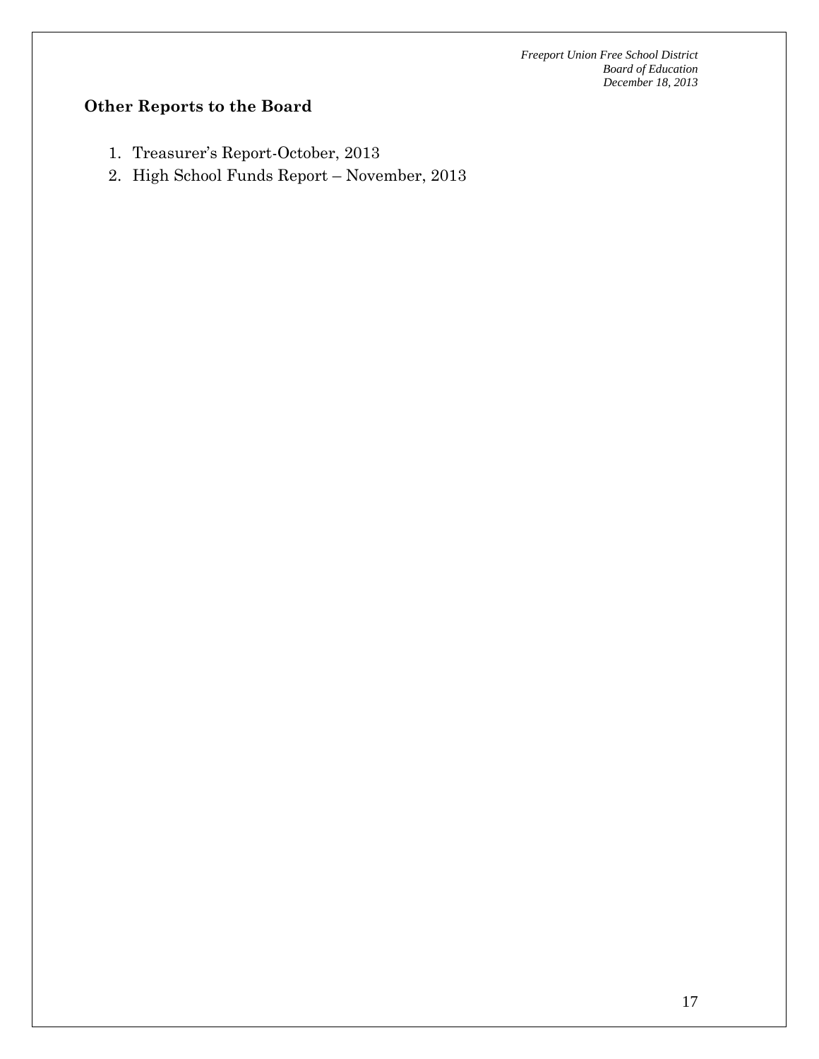**Other Reports to the Board**

1. Treasurer's Report-October, 2013
2. High School Funds Report – November, 2013